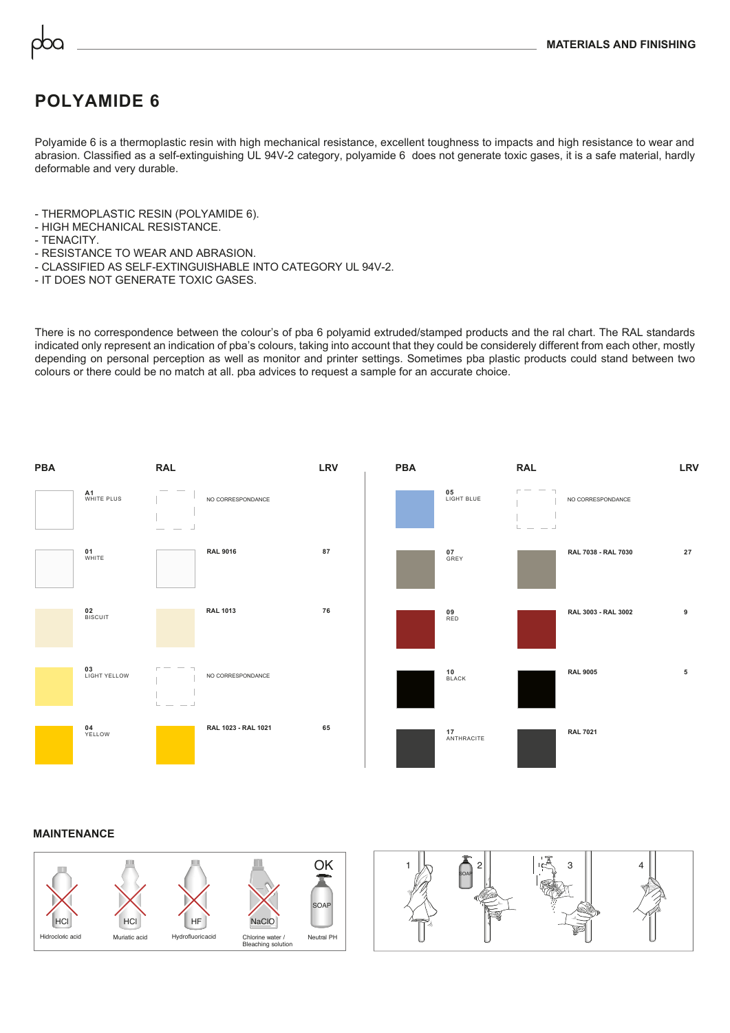# POLYAMIDE 6

Polyamide 6 is a thermoplastic resin with high mechanical resistance, excellent toughness to impacts and high resistance to wear and abrasion. Classified as a self-extinguishing UL 94V-2 category, polyamide 6 does not generate toxic gases, it is a safe material, hardly deformable and very durable.

- THERMOPLASTIC RESIN (POLYAMIDE 6).
- HIGH MECHANICAL RESISTANCE.
- TENACITY.
- RESISTANCE TO WEAR AND ABRASION.
- CLASSIFIED AS SELF-EXTINGUISHABLE INTO CATEGORY UL 94V-2.
- IT DOES NOT GENERATE TOXIC GASES.

There is no correspondence between the colour's of pba 6 polyamid extruded/stamped products and the ral chart. The RAL standards indicated only represent an indication of pba's colours, taking into account that they could be considerely different from each other, mostly depending on personal perception as well as monitor and printer settings. Sometimes pba plastic products could stand between two colours or there could be no match at all. pba advices to request a sample for an accurate choice.

| PBA | RAL | LRV |
|---|---|---|
| A1 WHITE PLUS | NO CORRESPONDANCE | |
| 01 WHITE | RAL 9016 | 87 |
| 02 BISCUIT | RAL 1013 | 76 |
| 03 LIGHT YELLOW | NO CORRESPONDANCE | |
| 04 YELLOW | RAL 1023 - RAL 1021 | 65 |
| 05 LIGHT BLUE | NO CORRESPONDANCE | |
| 07 GREY | RAL 7038 - RAL 7030 | 27 |
| 09 RED | RAL 3003 - RAL 3002 | 9 |
| 10 BLACK | RAL 9005 | 5 |
| 17 ANTHRACITE | RAL 7021 | |

## MAINTENANCE

| HCl | HCl | HF | NaClO | OK – SOAP |
|---|---|---|---|---|
| Hidrocloric acid | Muriatic acid | Hydrofluoricacid | Chlorine water / Bleaching solution | Neutral PH |

1 2 3 4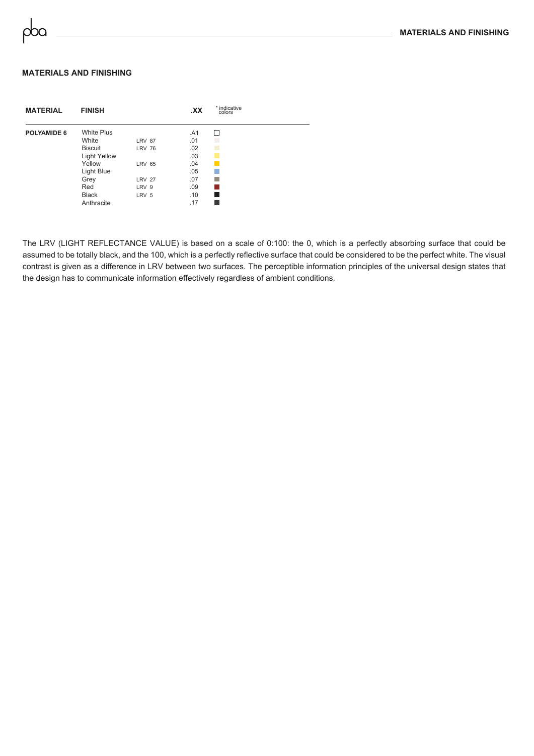## MATERIALS AND FINISHING

| MATERIAL | FINISH | | .XX | * indicative colors |
|---|---|---|---|---|
| POLYAMIDE 6 | White Plus | | .A1 | |
| | White | LRV 87 | .01 | |
| | Biscuit | LRV 76 | .02 | |
| | Light Yellow | | .03 | |
| | Yellow | LRV 65 | .04 | |
| | Light Blue | | .05 | |
| | Grey | LRV 27 | .07 | |
| | Red | LRV 9 | .09 | |
| | Black | LRV 5 | .10 | |
| | Anthracite | | .17 | |

The LRV (LIGHT REFLECTANCE VALUE) is based on a scale of 0:100: the 0, which is a perfectly absorbing surface that could be assumed to be totally black, and the 100, which is a perfectly reflective surface that could be considered to be the perfect white. The visual contrast is given as a difference in LRV between two surfaces. The perceptible information principles of the universal design states that the design has to communicate information effectively regardless of ambient conditions.